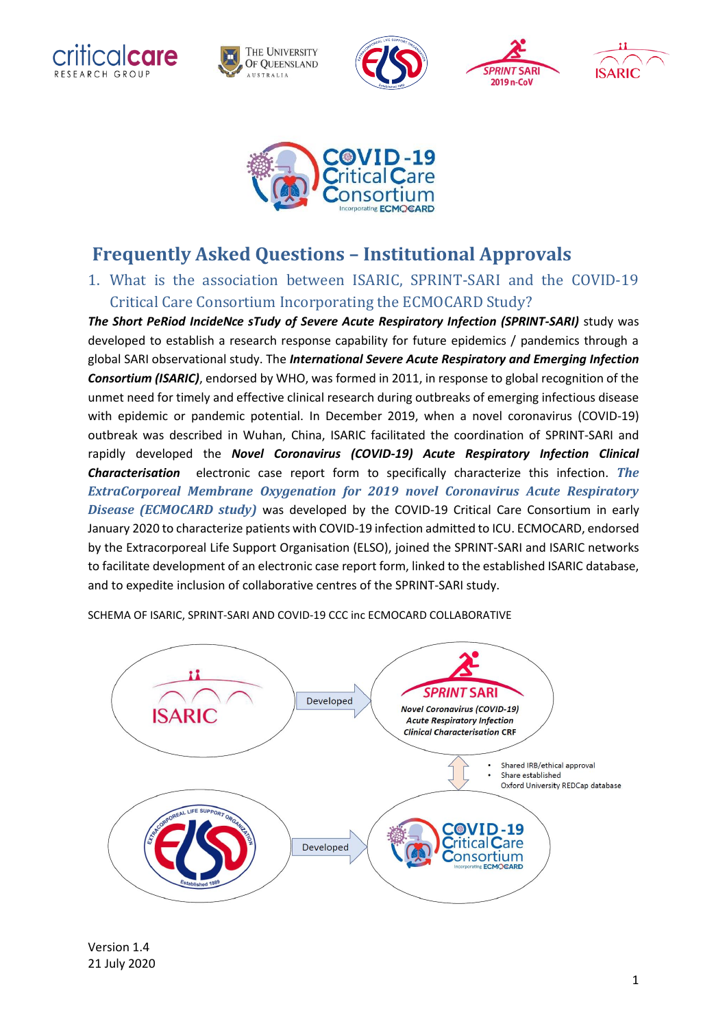# Frequently Asked Questions – Institutional Approvals

## 1. What is the association between ISARIC, SPRINT-SARI and the COVID-19 Critical Care Consortium Incorporating the ECMOCARD Study?

***The Short PeRiod IncideNce sTudy of Severe Acute Respiratory Infection (SPRINT-SARI)*** study was developed to establish a research response capability for future epidemics / pandemics through a global SARI observational study. The ***International Severe Acute Respiratory and Emerging Infection Consortium (ISARIC)***, endorsed by WHO, was formed in 2011, in response to global recognition of the unmet need for timely and effective clinical research during outbreaks of emerging infectious disease with epidemic or pandemic potential. In December 2019, when a novel coronavirus (COVID-19) outbreak was described in Wuhan, China, ISARIC facilitated the coordination of SPRINT-SARI and rapidly developed the ***Novel Coronavirus (COVID-19) Acute Respiratory Infection Clinical Characterisation*** electronic case report form to specifically characterize this infection. ***The ExtraCorporeal Membrane Oxygenation for 2019 novel Coronavirus Acute Respiratory Disease (ECMOCARD study)*** was developed by the COVID-19 Critical Care Consortium in early January 2020 to characterize patients with COVID-19 infection admitted to ICU. ECMOCARD, endorsed by the Extracorporeal Life Support Organisation (ELSO), joined the SPRINT-SARI and ISARIC networks to facilitate development of an electronic case report form, linked to the established ISARIC database, and to expedite inclusion of collaborative centres of the SPRINT-SARI study.

SCHEMA OF ISARIC, SPRINT-SARI AND COVID-19 CCC inc ECMOCARD COLLABORATIVE

ISARIC → Developed → SPRINT SARI: *Novel Coronavirus (COVID-19) Acute Respiratory Infection Clinical Characterisation* CRF

- Shared IRB/ethical approval
- Share established Oxford University REDCap database

ELSO → Developed → COVID-19 Critical Care Consortium Incorporating ECMOCARD

Version 1.4
21 July 2020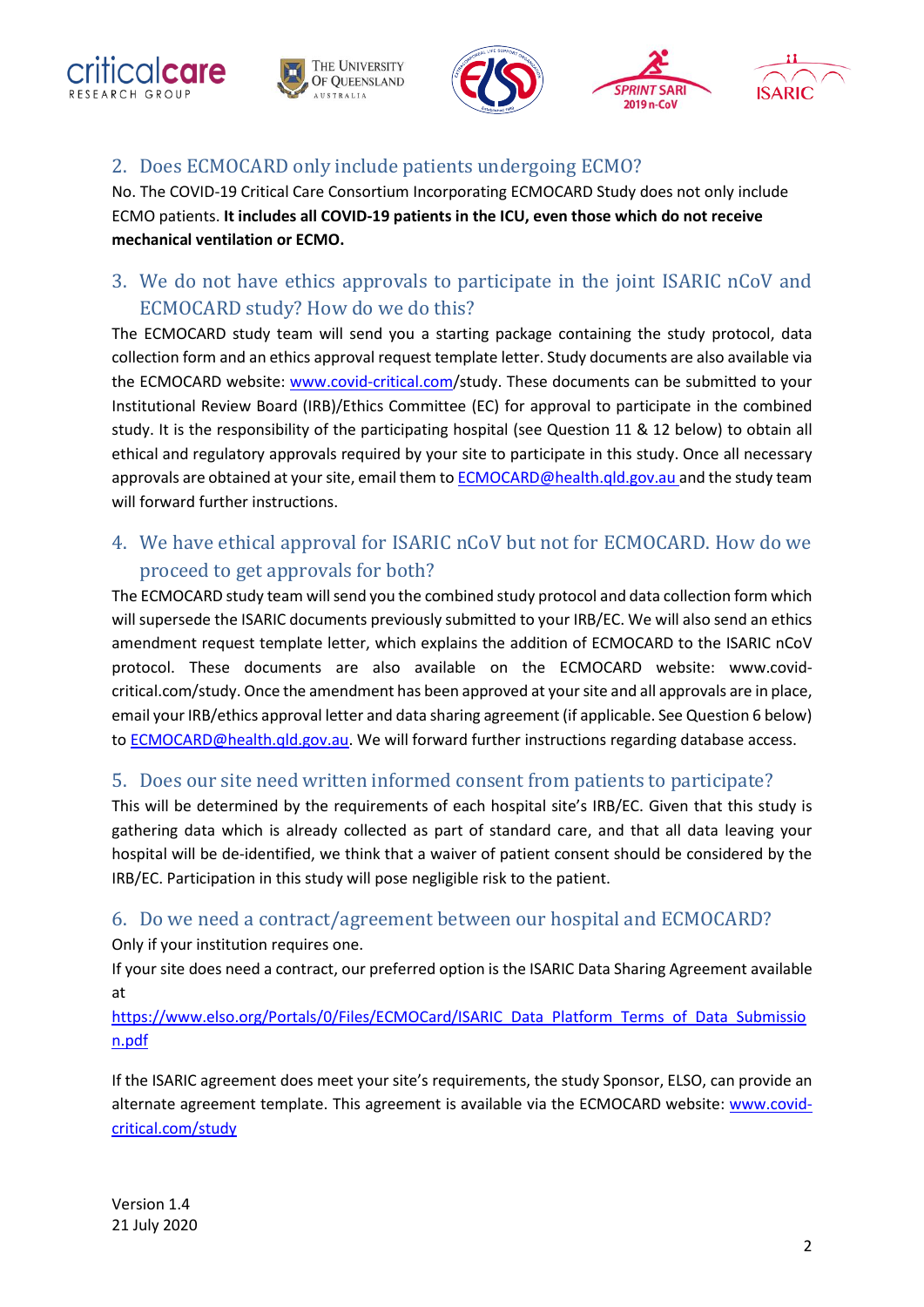## 2. Does ECMOCARD only include patients undergoing ECMO?

No. The COVID-19 Critical Care Consortium Incorporating ECMOCARD Study does not only include ECMO patients. **It includes all COVID-19 patients in the ICU, even those which do not receive mechanical ventilation or ECMO.**

## 3. We do not have ethics approvals to participate in the joint ISARIC nCoV and ECMOCARD study? How do we do this?

The ECMOCARD study team will send you a starting package containing the study protocol, data collection form and an ethics approval request template letter. Study documents are also available via the ECMOCARD website: [www.covid-critical.com](www.covid-critical.com)/study. These documents can be submitted to your Institutional Review Board (IRB)/Ethics Committee (EC) for approval to participate in the combined study. It is the responsibility of the participating hospital (see Question 11 & 12 below) to obtain all ethical and regulatory approvals required by your site to participate in this study. Once all necessary approvals are obtained at your site, email them to [ECMOCARD@health.qld.gov.au](mailto:ECMOCARD@health.qld.gov.au) and the study team will forward further instructions.

## 4. We have ethical approval for ISARIC nCoV but not for ECMOCARD. How do we proceed to get approvals for both?

The ECMOCARD study team will send you the combined study protocol and data collection form which will supersede the ISARIC documents previously submitted to your IRB/EC. We will also send an ethics amendment request template letter, which explains the addition of ECMOCARD to the ISARIC nCoV protocol. These documents are also available on the ECMOCARD website: www.covid-critical.com/study. Once the amendment has been approved at your site and all approvals are in place, email your IRB/ethics approval letter and data sharing agreement (if applicable. See Question 6 below) to [ECMOCARD@health.qld.gov.au](mailto:ECMOCARD@health.qld.gov.au). We will forward further instructions regarding database access.

## 5. Does our site need written informed consent from patients to participate?

This will be determined by the requirements of each hospital site's IRB/EC. Given that this study is gathering data which is already collected as part of standard care, and that all data leaving your hospital will be de-identified, we think that a waiver of patient consent should be considered by the IRB/EC. Participation in this study will pose negligible risk to the patient.

## 6. Do we need a contract/agreement between our hospital and ECMOCARD?

Only if your institution requires one.

If your site does need a contract, our preferred option is the ISARIC Data Sharing Agreement available at

[https://www.elso.org/Portals/0/Files/ECMOCard/ISARIC_Data_Platform_Terms_of_Data_Submission.pdf](https://www.elso.org/Portals/0/Files/ECMOCard/ISARIC_Data_Platform_Terms_of_Data_Submission.pdf)

If the ISARIC agreement does meet your site's requirements, the study Sponsor, ELSO, can provide an alternate agreement template. This agreement is available via the ECMOCARD website: [www.covid-critical.com/study](www.covid-critical.com/study)

Version 1.4
21 July 2020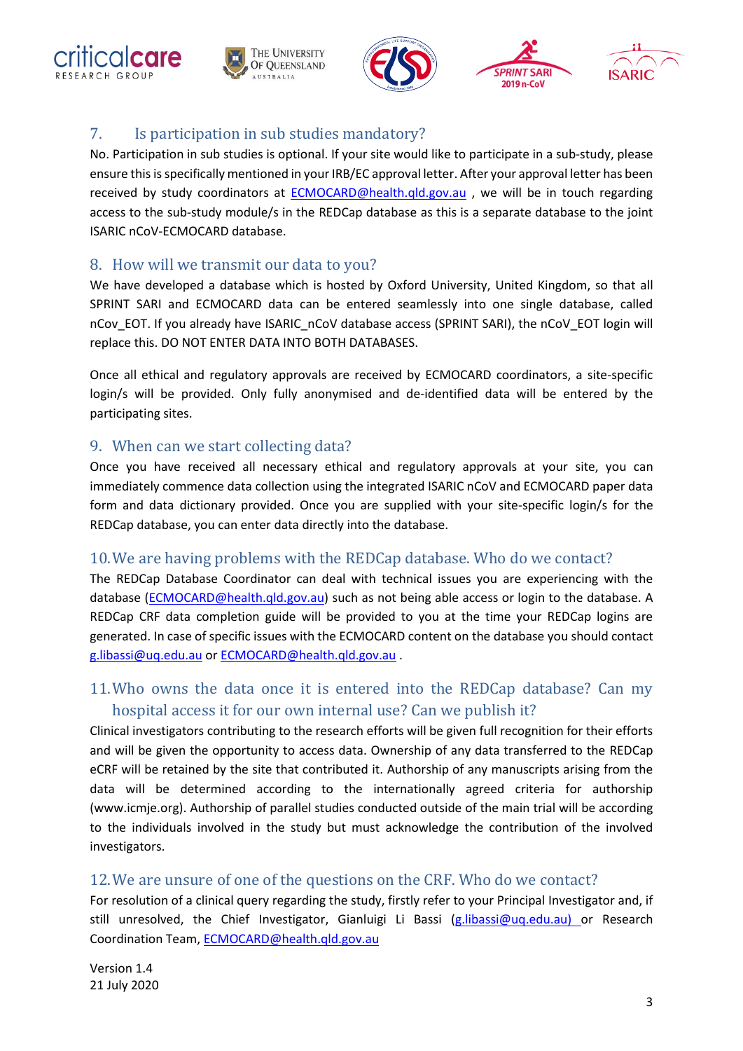## 7. Is participation in sub studies mandatory?

No. Participation in sub studies is optional. If your site would like to participate in a sub-study, please ensure this is specifically mentioned in your IRB/EC approval letter. After your approval letter has been received by study coordinators at ECMOCARD@health.qld.gov.au , we will be in touch regarding access to the sub-study module/s in the REDCap database as this is a separate database to the joint ISARIC nCoV-ECMOCARD database.

## 8. How will we transmit our data to you?

We have developed a database which is hosted by Oxford University, United Kingdom, so that all SPRINT SARI and ECMOCARD data can be entered seamlessly into one single database, called nCov_EOT. If you already have ISARIC_nCoV database access (SPRINT SARI), the nCoV_EOT login will replace this. DO NOT ENTER DATA INTO BOTH DATABASES.

Once all ethical and regulatory approvals are received by ECMOCARD coordinators, a site-specific login/s will be provided. Only fully anonymised and de-identified data will be entered by the participating sites.

## 9. When can we start collecting data?

Once you have received all necessary ethical and regulatory approvals at your site, you can immediately commence data collection using the integrated ISARIC nCoV and ECMOCARD paper data form and data dictionary provided. Once you are supplied with your site-specific login/s for the REDCap database, you can enter data directly into the database.

## 10. We are having problems with the REDCap database. Who do we contact?

The REDCap Database Coordinator can deal with technical issues you are experiencing with the database (ECMOCARD@health.qld.gov.au) such as not being able access or login to the database. A REDCap CRF data completion guide will be provided to you at the time your REDCap logins are generated. In case of specific issues with the ECMOCARD content on the database you should contact g.libassi@uq.edu.au or ECMOCARD@health.qld.gov.au .

## 11. Who owns the data once it is entered into the REDCap database? Can my hospital access it for our own internal use? Can we publish it?

Clinical investigators contributing to the research efforts will be given full recognition for their efforts and will be given the opportunity to access data. Ownership of any data transferred to the REDCap eCRF will be retained by the site that contributed it. Authorship of any manuscripts arising from the data will be determined according to the internationally agreed criteria for authorship (www.icmje.org). Authorship of parallel studies conducted outside of the main trial will be according to the individuals involved in the study but must acknowledge the contribution of the involved investigators.

## 12. We are unsure of one of the questions on the CRF. Who do we contact?

For resolution of a clinical query regarding the study, firstly refer to your Principal Investigator and, if still unresolved, the Chief Investigator, Gianluigi Li Bassi (g.libassi@uq.edu.au) or Research Coordination Team, ECMOCARD@health.qld.gov.au

Version 1.4
21 July 2020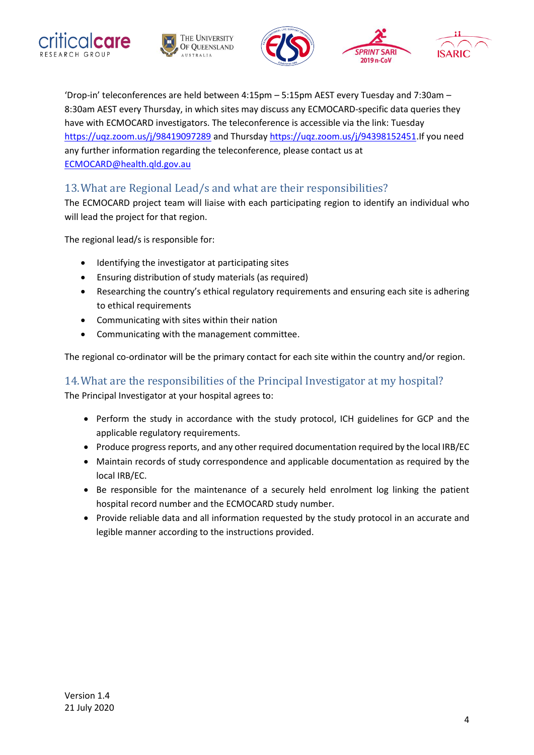'Drop-in' teleconferences are held between 4:15pm – 5:15pm AEST every Tuesday and 7:30am – 8:30am AEST every Thursday, in which sites may discuss any ECMOCARD-specific data queries they have with ECMOCARD investigators. The teleconference is accessible via the link: Tuesday https://uqz.zoom.us/j/98419097289 and Thursday https://uqz.zoom.us/j/94398152451.If you need any further information regarding the teleconference, please contact us at ECMOCARD@health.qld.gov.au

## 13. What are Regional Lead/s and what are their responsibilities?

The ECMOCARD project team will liaise with each participating region to identify an individual who will lead the project for that region.

The regional lead/s is responsible for:

- Identifying the investigator at participating sites
- Ensuring distribution of study materials (as required)
- Researching the country's ethical regulatory requirements and ensuring each site is adhering to ethical requirements
- Communicating with sites within their nation
- Communicating with the management committee.

The regional co-ordinator will be the primary contact for each site within the country and/or region.

## 14. What are the responsibilities of the Principal Investigator at my hospital?

The Principal Investigator at your hospital agrees to:

- Perform the study in accordance with the study protocol, ICH guidelines for GCP and the applicable regulatory requirements.
- Produce progress reports, and any other required documentation required by the local IRB/EC
- Maintain records of study correspondence and applicable documentation as required by the local IRB/EC.
- Be responsible for the maintenance of a securely held enrolment log linking the patient hospital record number and the ECMOCARD study number.
- Provide reliable data and all information requested by the study protocol in an accurate and legible manner according to the instructions provided.

Version 1.4
21 July 2020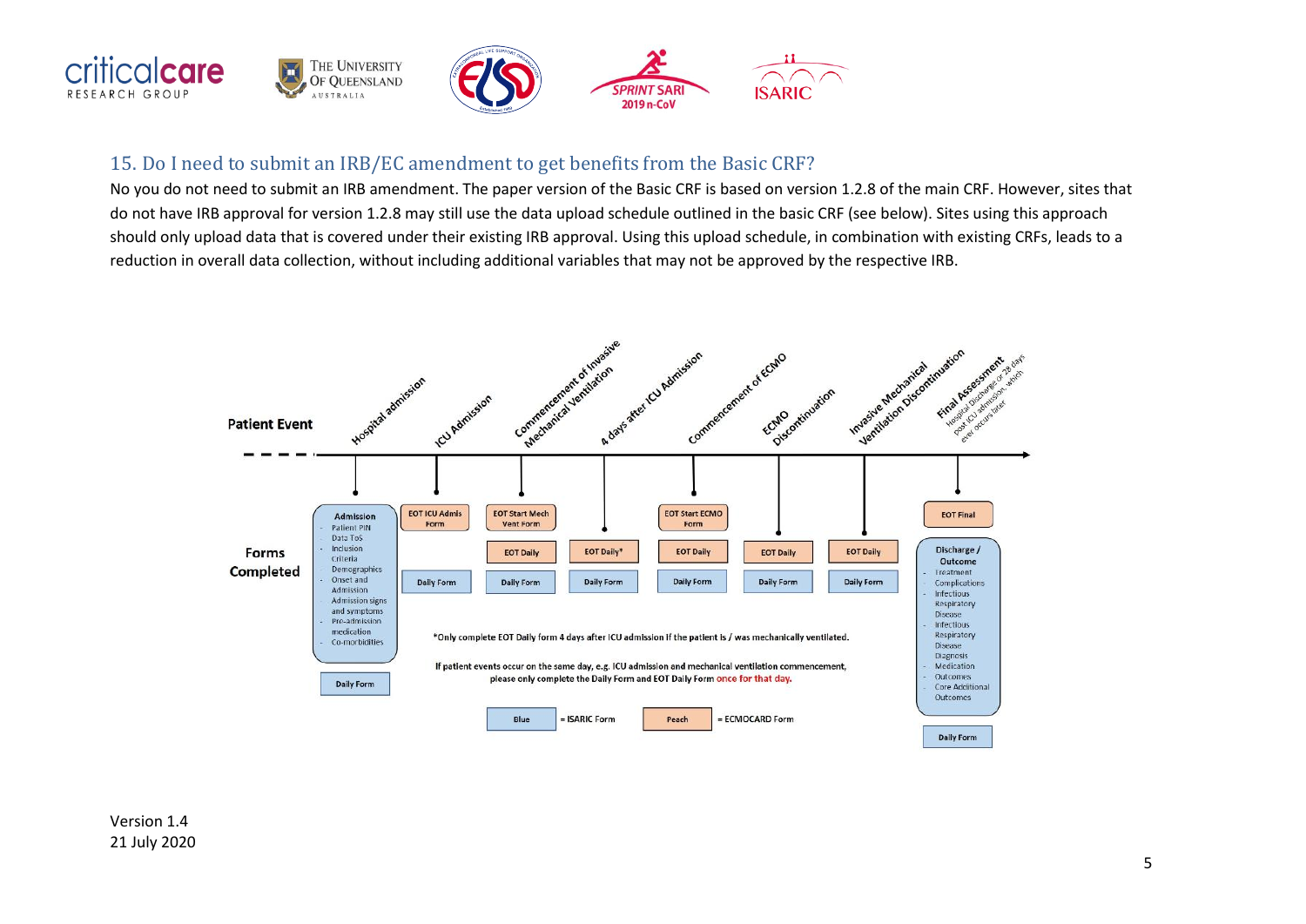## 15. Do I need to submit an IRB/EC amendment to get benefits from the Basic CRF?

No you do not need to submit an IRB amendment. The paper version of the Basic CRF is based on version 1.2.8 of the main CRF. However, sites that do not have IRB approval for version 1.2.8 may still use the data upload schedule outlined in the basic CRF (see below). Sites using this approach should only upload data that is covered under their existing IRB approval. Using this upload schedule, in combination with existing CRFs, leads to a reduction in overall data collection, without including additional variables that may not be approved by the respective IRB.

Patient Event

Hospital admission

ICU Admission

Commencement of Invasive Mechanical Ventilation

4 days after ICU Admission

Commencement of ECMO

ECMO Discontinuation

Invasive Mechanical Ventilation Discontinuation

Final Assessment
Hospital Discharge or 28 days post ICU admission, which ever occurs later

Forms Completed

Admission
- Patient PIN
- Data ToS
- Inclusion Criteria
- Demographics
- Onset and Admission
- Admission signs and symptoms
- Pre-admission medication
- Co-morbidities

Daily Form

EOT ICU Admis Form

Daily Form

EOT Start Mech Vent Form

EOT Daily

Daily Form

EOT Daily*

Daily Form

EOT Start ECMO Form

EOT Daily

Daily Form

EOT Daily

Daily Form

EOT Daily

Daily Form

EOT Final

Discharge / Outcome
- Treatment
- Complications
- Infectious Respiratory Disease
- Infectious Respiratory Disease Diagnosis
- Medication
- Outcomes
- Core Additional Outcomes

Daily Form

*Only complete EOT Daily form 4 days after ICU admission if the patient is / was mechanically ventilated.

If patient events occur on the same day, e.g. ICU admission and mechanical ventilation commencement, please only complete the Daily Form and EOT Daily Form once for that day.

Blue = ISARIC Form

Peach = ECMOCARD Form

Version 1.4
21 July 2020